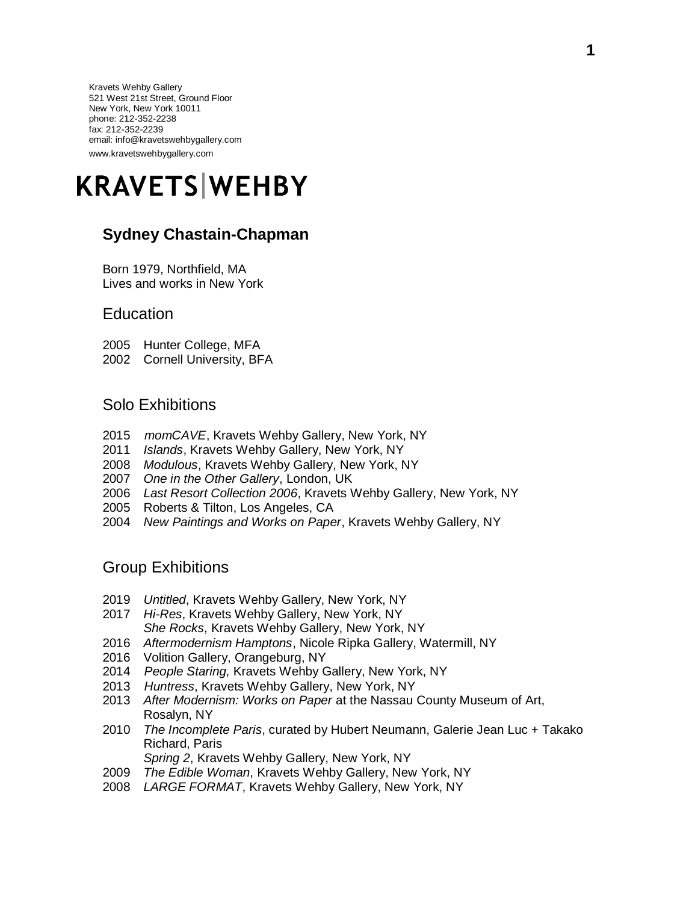Kravets Wehby Gallery
521 West 21st Street, Ground Floor
New York, New York 10011
phone: 212-352-2238
fax: 212-352-2239
email: info@kravetswehbygallery.com
www.kravetswehbygallery.com

# KRAVETS|WEHBY

## Sydney Chastain-Chapman

Born 1979, Northfield, MA
Lives and works in New York

### Education

2005 Hunter College, MFA
2002 Cornell University, BFA

### Solo Exhibitions

2015 *momCAVE*, Kravets Wehby Gallery, New York, NY
2011 *Islands*, Kravets Wehby Gallery, New York, NY
2008 *Modulous*, Kravets Wehby Gallery, New York, NY
2007 *One in the Other Gallery*, London, UK
2006 *Last Resort Collection 2006*, Kravets Wehby Gallery, New York, NY
2005 Roberts & Tilton, Los Angeles, CA
2004 *New Paintings and Works on Paper*, Kravets Wehby Gallery, NY

### Group Exhibitions

2019 *Untitled*, Kravets Wehby Gallery, New York, NY
2017 *Hi-Res*, Kravets Wehby Gallery, New York, NY
*She Rocks*, Kravets Wehby Gallery, New York, NY
2016 *Aftermodernism Hamptons*, Nicole Ripka Gallery, Watermill, NY
2016 Volition Gallery, Orangeburg, NY
2014 *People Staring,* Kravets Wehby Gallery, New York, NY
2013 *Huntress*, Kravets Wehby Gallery, New York, NY
2013 *After Modernism: Works on Paper* at the Nassau County Museum of Art, Rosalyn, NY
2010 *The Incomplete Paris*, curated by Hubert Neumann, Galerie Jean Luc + Takako Richard, Paris
*Spring 2*, Kravets Wehby Gallery, New York, NY
2009 *The Edible Woman*, Kravets Wehby Gallery, New York, NY
2008 *LARGE FORMAT*, Kravets Wehby Gallery, New York, NY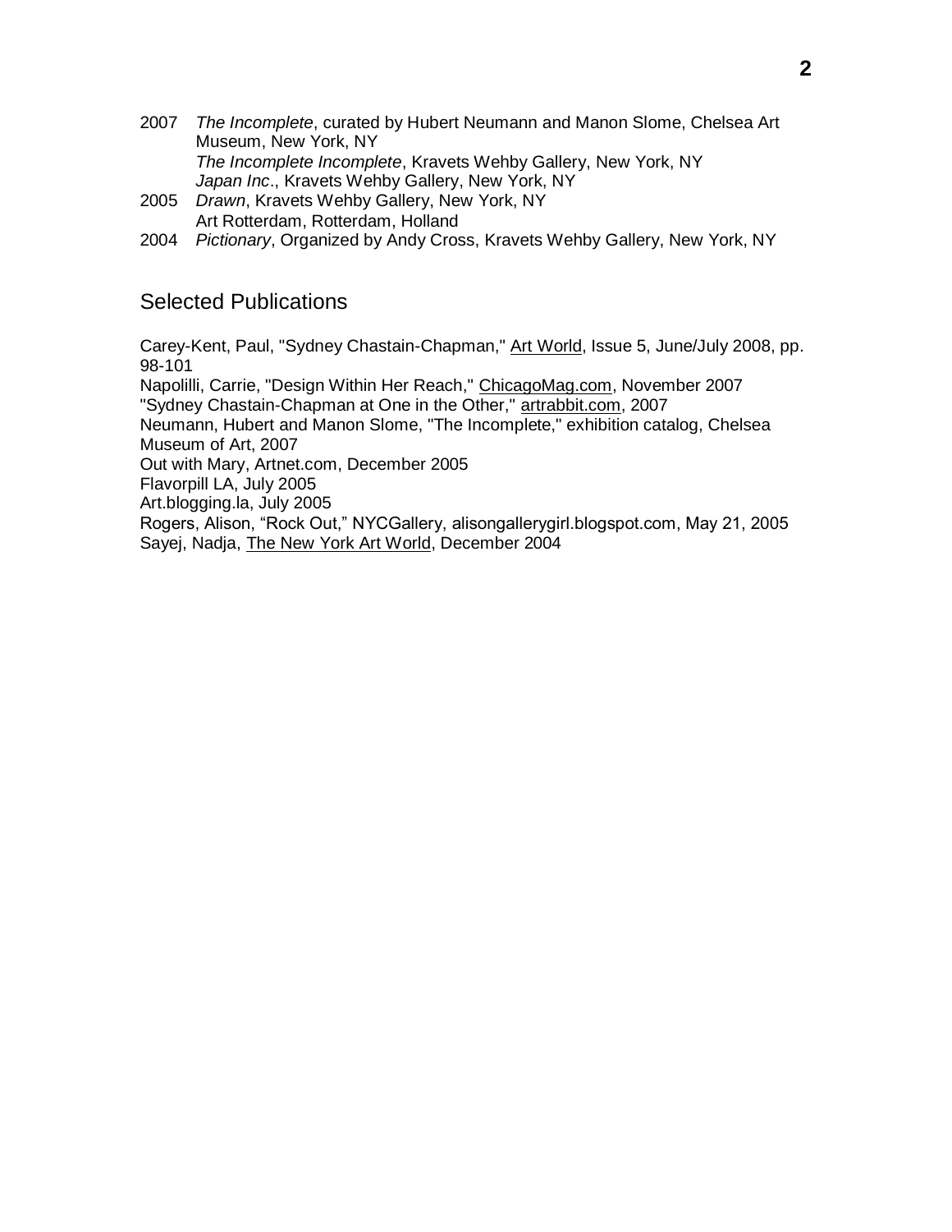2007 *The Incomplete*, curated by Hubert Neumann and Manon Slome, Chelsea Art Museum, New York, NY
*The Incomplete Incomplete*, Kravets Wehby Gallery, New York, NY
*Japan Inc*., Kravets Wehby Gallery, New York, NY

2005 *Drawn*, Kravets Wehby Gallery, New York, NY
Art Rotterdam, Rotterdam, Holland

2004 *Pictionary*, Organized by Andy Cross, Kravets Wehby Gallery, New York, NY

## Selected Publications

Carey-Kent, Paul, "Sydney Chastain-Chapman," Art World, Issue 5, June/July 2008, pp. 98-101
Napolilli, Carrie, "Design Within Her Reach," ChicagoMag.com, November 2007
"Sydney Chastain-Chapman at One in the Other," artrabbit.com, 2007
Neumann, Hubert and Manon Slome, "The Incomplete," exhibition catalog, Chelsea Museum of Art, 2007
Out with Mary, Artnet.com, December 2005
Flavorpill LA, July 2005
Art.blogging.la, July 2005
Rogers, Alison, “Rock Out,” NYCGallery, alisongallerygirl.blogspot.com, May 21, 2005
Sayej, Nadja, The New York Art World, December 2004